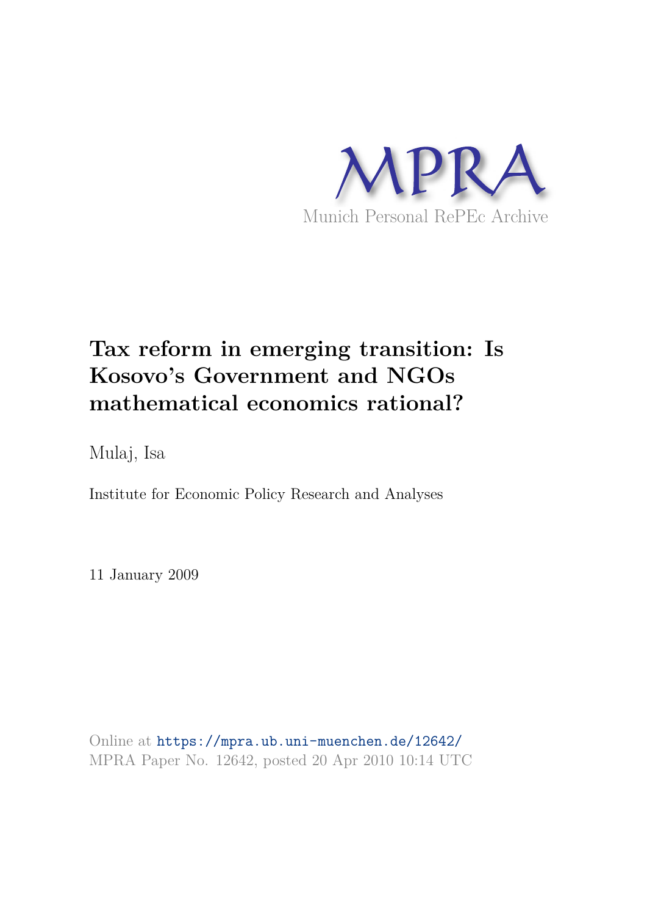MPRA

Munich Personal RePEc Archive

# Tax reform in emerging transition: Is Kosovo's Government and NGOs mathematical economics rational?

Mulaj, Isa

Institute for Economic Policy Research and Analyses

11 January 2009

Online at https://mpra.ub.uni-muenchen.de/12642/
MPRA Paper No. 12642, posted 20 Apr 2010 10:14 UTC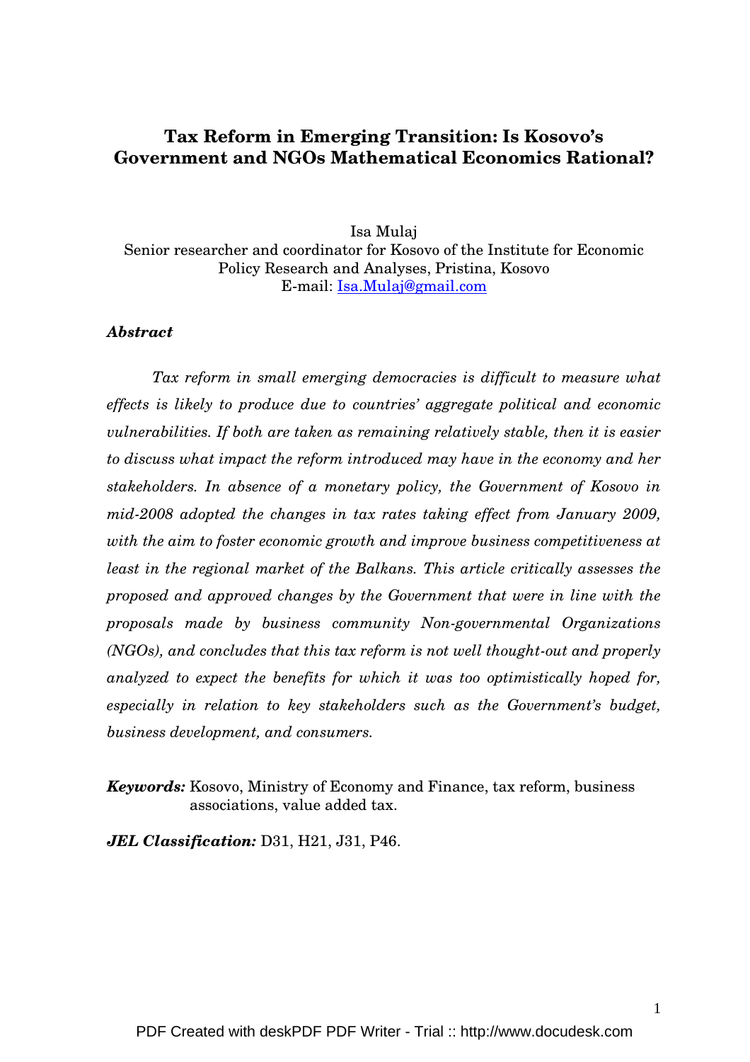# Tax Reform in Emerging Transition: Is Kosovo's Government and NGOs Mathematical Economics Rational?

Isa Mulaj
Senior researcher and coordinator for Kosovo of the Institute for Economic Policy Research and Analyses, Pristina, Kosovo
E-mail: Isa.Mulaj@gmail.com

### *Abstract*

*Tax reform in small emerging democracies is difficult to measure what effects is likely to produce due to countries' aggregate political and economic vulnerabilities. If both are taken as remaining relatively stable, then it is easier to discuss what impact the reform introduced may have in the economy and her stakeholders. In absence of a monetary policy, the Government of Kosovo in mid-2008 adopted the changes in tax rates taking effect from January 2009, with the aim to foster economic growth and improve business competitiveness at least in the regional market of the Balkans. This article critically assesses the proposed and approved changes by the Government that were in line with the proposals made by business community Non-governmental Organizations (NGOs), and concludes that this tax reform is not well thought-out and properly analyzed to expect the benefits for which it was too optimistically hoped for, especially in relation to key stakeholders such as the Government's budget, business development, and consumers.*

***Keywords:*** Kosovo, Ministry of Economy and Finance, tax reform, business associations, value added tax.

***JEL Classification:*** D31, H21, J31, P46.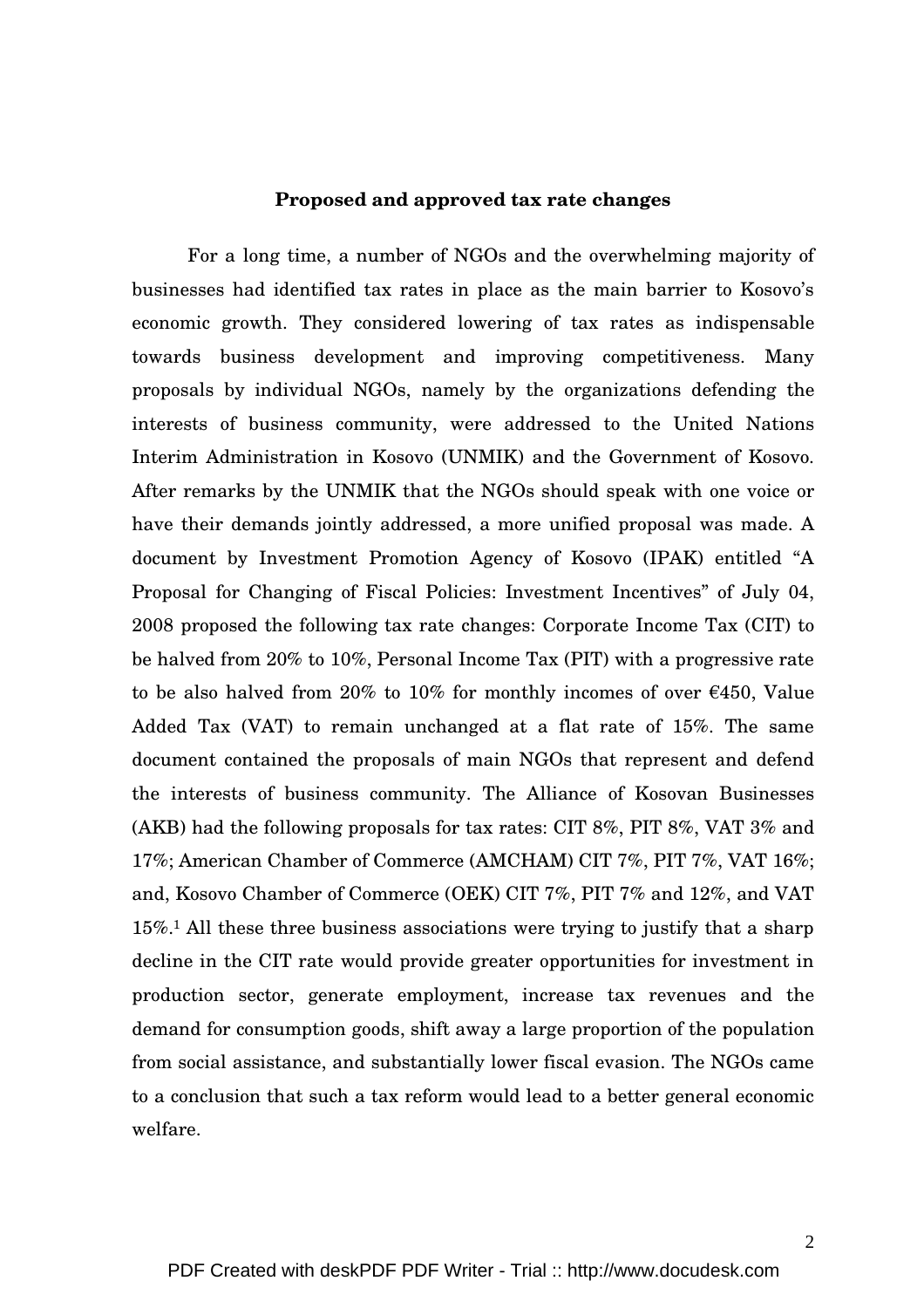**Proposed and approved tax rate changes**

For a long time, a number of NGOs and the overwhelming majority of businesses had identified tax rates in place as the main barrier to Kosovo's economic growth. They considered lowering of tax rates as indispensable towards business development and improving competitiveness. Many proposals by individual NGOs, namely by the organizations defending the interests of business community, were addressed to the United Nations Interim Administration in Kosovo (UNMIK) and the Government of Kosovo. After remarks by the UNMIK that the NGOs should speak with one voice or have their demands jointly addressed, a more unified proposal was made. A document by Investment Promotion Agency of Kosovo (IPAK) entitled "A Proposal for Changing of Fiscal Policies: Investment Incentives" of July 04, 2008 proposed the following tax rate changes: Corporate Income Tax (CIT) to be halved from 20% to 10%, Personal Income Tax (PIT) with a progressive rate to be also halved from 20% to 10% for monthly incomes of over €450, Value Added Tax (VAT) to remain unchanged at a flat rate of 15%. The same document contained the proposals of main NGOs that represent and defend the interests of business community. The Alliance of Kosovan Businesses (AKB) had the following proposals for tax rates: CIT 8%, PIT 8%, VAT 3% and 17%; American Chamber of Commerce (AMCHAM) CIT 7%, PIT 7%, VAT 16%; and, Kosovo Chamber of Commerce (OEK) CIT 7%, PIT 7% and 12%, and VAT 15%.[1] All these three business associations were trying to justify that a sharp decline in the CIT rate would provide greater opportunities for investment in production sector, generate employment, increase tax revenues and the demand for consumption goods, shift away a large proportion of the population from social assistance, and substantially lower fiscal evasion. The NGOs came to a conclusion that such a tax reform would lead to a better general economic welfare.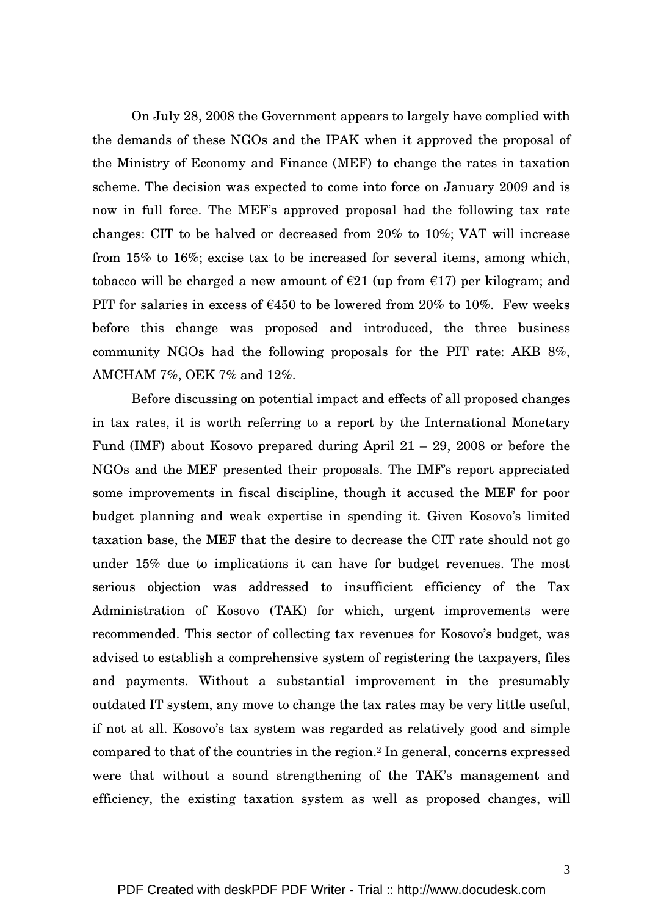On July 28, 2008 the Government appears to largely have complied with the demands of these NGOs and the IPAK when it approved the proposal of the Ministry of Economy and Finance (MEF) to change the rates in taxation scheme. The decision was expected to come into force on January 2009 and is now in full force. The MEF's approved proposal had the following tax rate changes: CIT to be halved or decreased from 20% to 10%; VAT will increase from 15% to 16%; excise tax to be increased for several items, among which, tobacco will be charged a new amount of €21 (up from €17) per kilogram; and PIT for salaries in excess of €450 to be lowered from 20% to 10%. Few weeks before this change was proposed and introduced, the three business community NGOs had the following proposals for the PIT rate: AKB 8%, AMCHAM 7%, OEK 7% and 12%.

Before discussing on potential impact and effects of all proposed changes in tax rates, it is worth referring to a report by the International Monetary Fund (IMF) about Kosovo prepared during April 21 – 29, 2008 or before the NGOs and the MEF presented their proposals. The IMF's report appreciated some improvements in fiscal discipline, though it accused the MEF for poor budget planning and weak expertise in spending it. Given Kosovo's limited taxation base, the MEF that the desire to decrease the CIT rate should not go under 15% due to implications it can have for budget revenues. The most serious objection was addressed to insufficient efficiency of the Tax Administration of Kosovo (TAK) for which, urgent improvements were recommended. This sector of collecting tax revenues for Kosovo's budget, was advised to establish a comprehensive system of registering the taxpayers, files and payments. Without a substantial improvement in the presumably outdated IT system, any move to change the tax rates may be very little useful, if not at all. Kosovo's tax system was regarded as relatively good and simple compared to that of the countries in the region.[2] In general, concerns expressed were that without a sound strengthening of the TAK's management and efficiency, the existing taxation system as well as proposed changes, will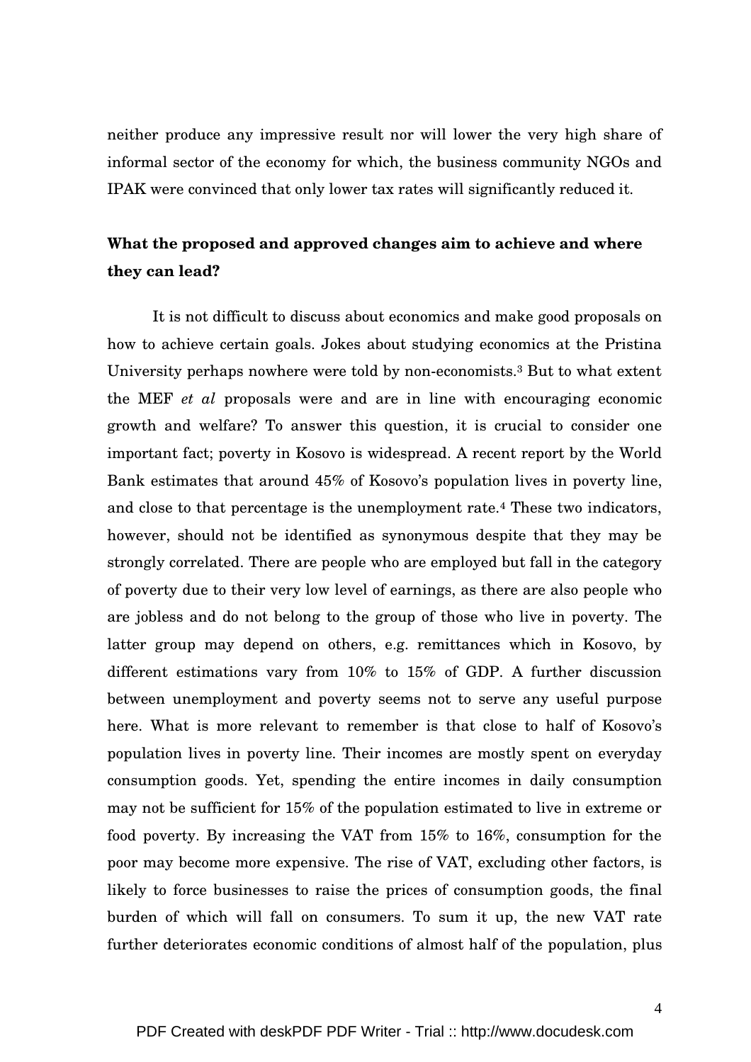neither produce any impressive result nor will lower the very high share of informal sector of the economy for which, the business community NGOs and IPAK were convinced that only lower tax rates will significantly reduced it.

**What the proposed and approved changes aim to achieve and where they can lead?**

It is not difficult to discuss about economics and make good proposals on how to achieve certain goals. Jokes about studying economics at the Pristina University perhaps nowhere were told by non-economists.[3] But to what extent the MEF *et al* proposals were and are in line with encouraging economic growth and welfare? To answer this question, it is crucial to consider one important fact; poverty in Kosovo is widespread. A recent report by the World Bank estimates that around 45% of Kosovo's population lives in poverty line, and close to that percentage is the unemployment rate.[4] These two indicators, however, should not be identified as synonymous despite that they may be strongly correlated. There are people who are employed but fall in the category of poverty due to their very low level of earnings, as there are also people who are jobless and do not belong to the group of those who live in poverty. The latter group may depend on others, e.g. remittances which in Kosovo, by different estimations vary from 10% to 15% of GDP. A further discussion between unemployment and poverty seems not to serve any useful purpose here. What is more relevant to remember is that close to half of Kosovo's population lives in poverty line. Their incomes are mostly spent on everyday consumption goods. Yet, spending the entire incomes in daily consumption may not be sufficient for 15% of the population estimated to live in extreme or food poverty. By increasing the VAT from 15% to 16%, consumption for the poor may become more expensive. The rise of VAT, excluding other factors, is likely to force businesses to raise the prices of consumption goods, the final burden of which will fall on consumers. To sum it up, the new VAT rate further deteriorates economic conditions of almost half of the population, plus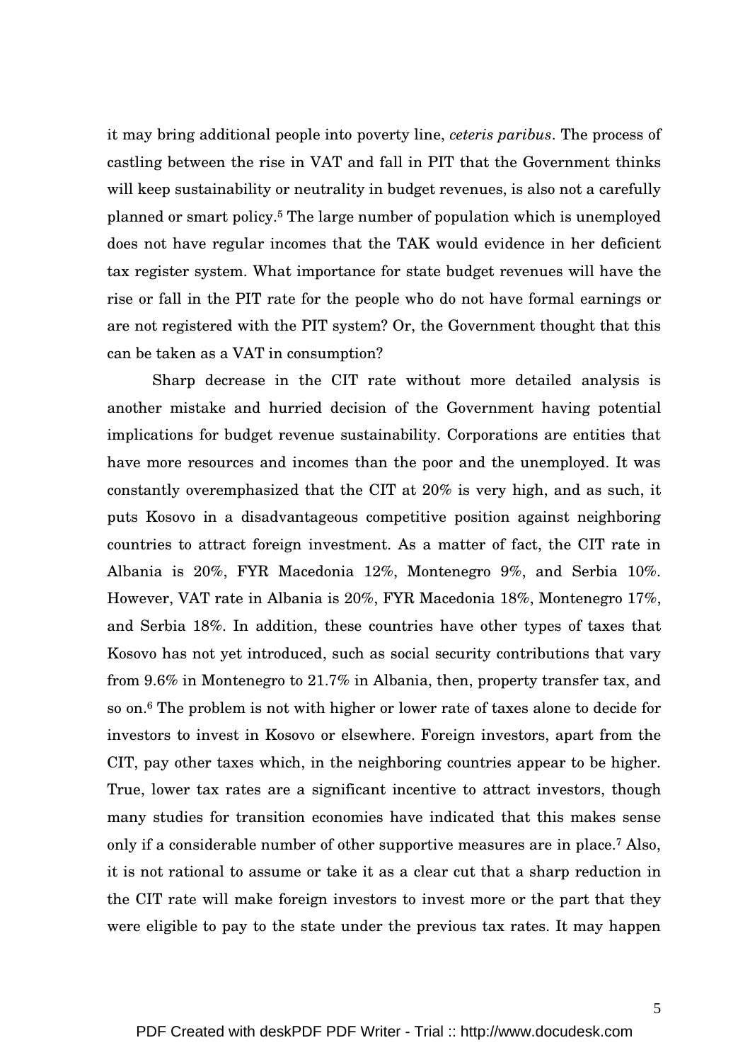it may bring additional people into poverty line, *ceteris paribus*. The process of castling between the rise in VAT and fall in PIT that the Government thinks will keep sustainability or neutrality in budget revenues, is also not a carefully planned or smart policy.[5] The large number of population which is unemployed does not have regular incomes that the TAK would evidence in her deficient tax register system. What importance for state budget revenues will have the rise or fall in the PIT rate for the people who do not have formal earnings or are not registered with the PIT system? Or, the Government thought that this can be taken as a VAT in consumption?

Sharp decrease in the CIT rate without more detailed analysis is another mistake and hurried decision of the Government having potential implications for budget revenue sustainability. Corporations are entities that have more resources and incomes than the poor and the unemployed. It was constantly overemphasized that the CIT at 20% is very high, and as such, it puts Kosovo in a disadvantageous competitive position against neighboring countries to attract foreign investment. As a matter of fact, the CIT rate in Albania is 20%, FYR Macedonia 12%, Montenegro 9%, and Serbia 10%. However, VAT rate in Albania is 20%, FYR Macedonia 18%, Montenegro 17%, and Serbia 18%. In addition, these countries have other types of taxes that Kosovo has not yet introduced, such as social security contributions that vary from 9.6% in Montenegro to 21.7% in Albania, then, property transfer tax, and so on.[6] The problem is not with higher or lower rate of taxes alone to decide for investors to invest in Kosovo or elsewhere. Foreign investors, apart from the CIT, pay other taxes which, in the neighboring countries appear to be higher. True, lower tax rates are a significant incentive to attract investors, though many studies for transition economies have indicated that this makes sense only if a considerable number of other supportive measures are in place.[7] Also, it is not rational to assume or take it as a clear cut that a sharp reduction in the CIT rate will make foreign investors to invest more or the part that they were eligible to pay to the state under the previous tax rates. It may happen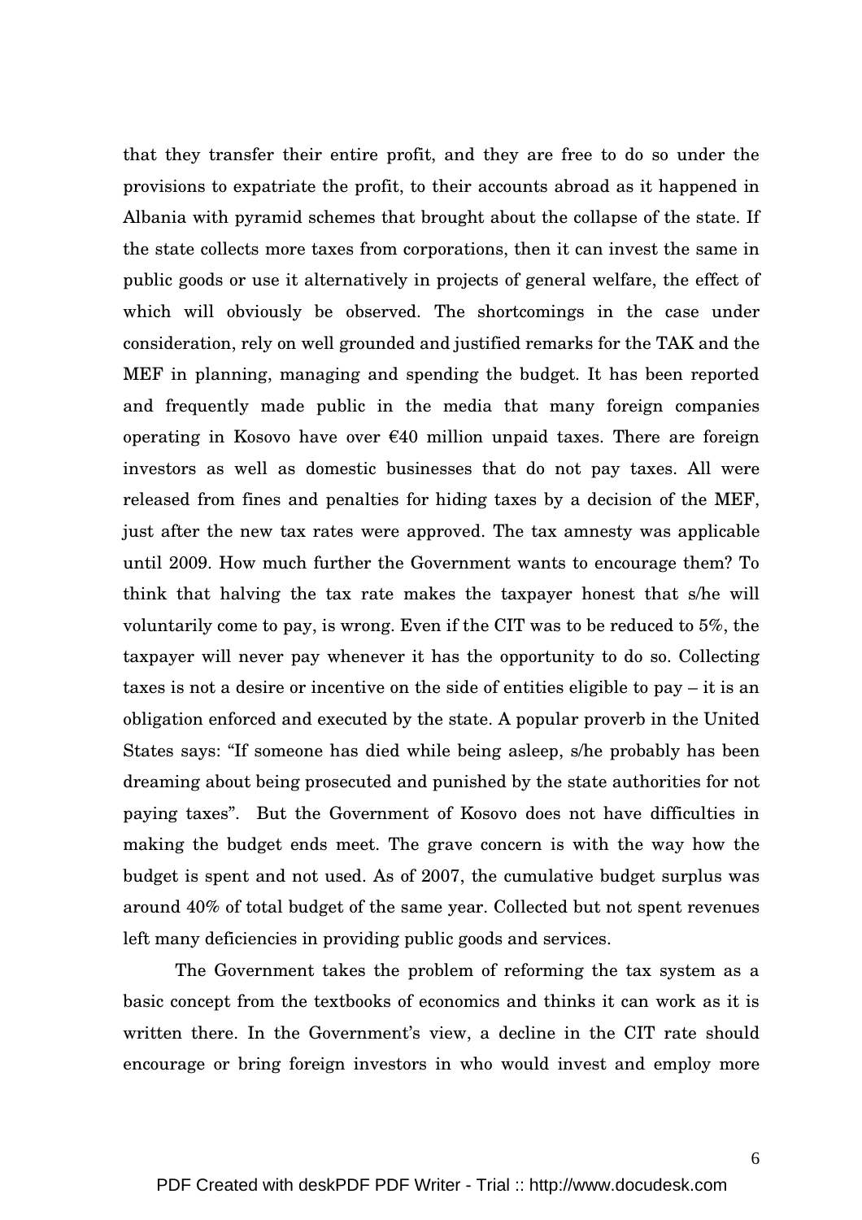that they transfer their entire profit, and they are free to do so under the provisions to expatriate the profit, to their accounts abroad as it happened in Albania with pyramid schemes that brought about the collapse of the state. If the state collects more taxes from corporations, then it can invest the same in public goods or use it alternatively in projects of general welfare, the effect of which will obviously be observed. The shortcomings in the case under consideration, rely on well grounded and justified remarks for the TAK and the MEF in planning, managing and spending the budget. It has been reported and frequently made public in the media that many foreign companies operating in Kosovo have over €40 million unpaid taxes. There are foreign investors as well as domestic businesses that do not pay taxes. All were released from fines and penalties for hiding taxes by a decision of the MEF, just after the new tax rates were approved. The tax amnesty was applicable until 2009. How much further the Government wants to encourage them? To think that halving the tax rate makes the taxpayer honest that s/he will voluntarily come to pay, is wrong. Even if the CIT was to be reduced to 5%, the taxpayer will never pay whenever it has the opportunity to do so. Collecting taxes is not a desire or incentive on the side of entities eligible to pay – it is an obligation enforced and executed by the state. A popular proverb in the United States says: "If someone has died while being asleep, s/he probably has been dreaming about being prosecuted and punished by the state authorities for not paying taxes". But the Government of Kosovo does not have difficulties in making the budget ends meet. The grave concern is with the way how the budget is spent and not used. As of 2007, the cumulative budget surplus was around 40% of total budget of the same year. Collected but not spent revenues left many deficiencies in providing public goods and services.

The Government takes the problem of reforming the tax system as a basic concept from the textbooks of economics and thinks it can work as it is written there. In the Government's view, a decline in the CIT rate should encourage or bring foreign investors in who would invest and employ more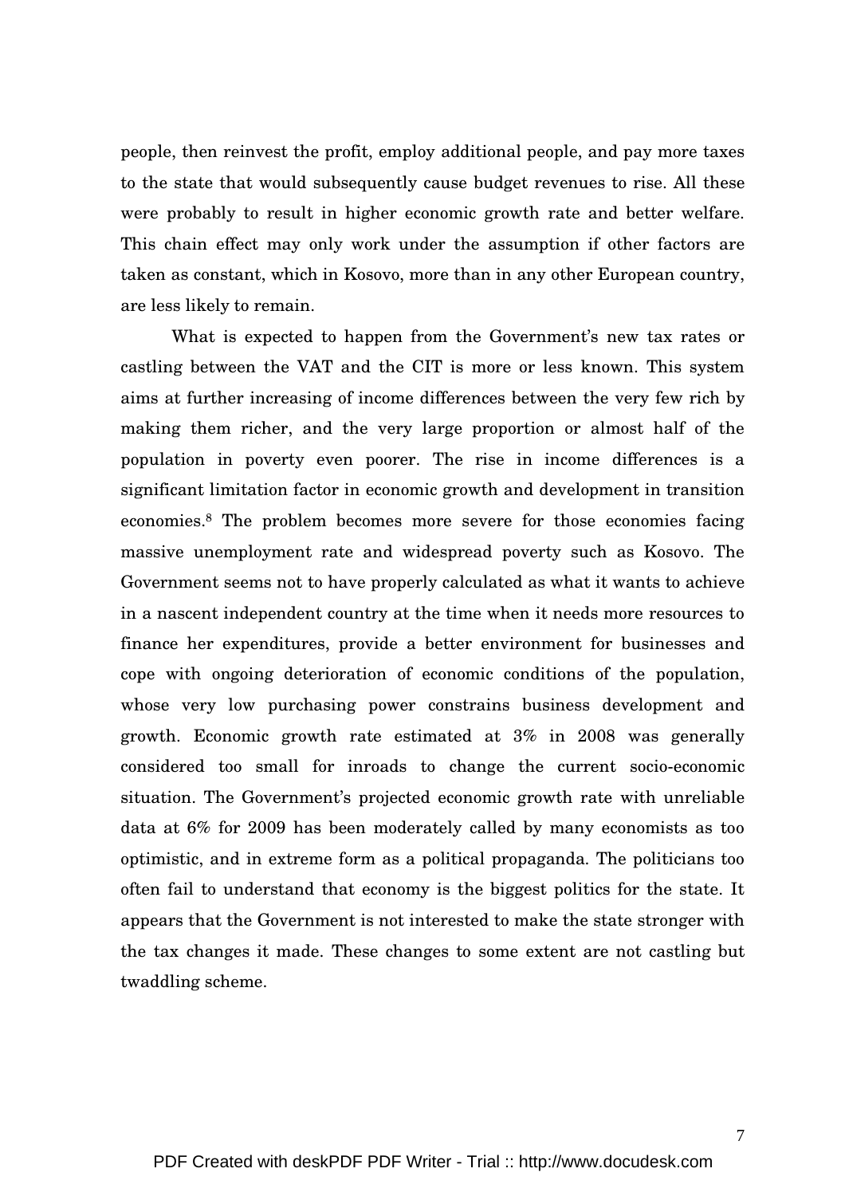people, then reinvest the profit, employ additional people, and pay more taxes to the state that would subsequently cause budget revenues to rise. All these were probably to result in higher economic growth rate and better welfare. This chain effect may only work under the assumption if other factors are taken as constant, which in Kosovo, more than in any other European country, are less likely to remain.

What is expected to happen from the Government's new tax rates or castling between the VAT and the CIT is more or less known. This system aims at further increasing of income differences between the very few rich by making them richer, and the very large proportion or almost half of the population in poverty even poorer. The rise in income differences is a significant limitation factor in economic growth and development in transition economies.[8] The problem becomes more severe for those economies facing massive unemployment rate and widespread poverty such as Kosovo. The Government seems not to have properly calculated as what it wants to achieve in a nascent independent country at the time when it needs more resources to finance her expenditures, provide a better environment for businesses and cope with ongoing deterioration of economic conditions of the population, whose very low purchasing power constrains business development and growth. Economic growth rate estimated at 3% in 2008 was generally considered too small for inroads to change the current socio-economic situation. The Government's projected economic growth rate with unreliable data at 6% for 2009 has been moderately called by many economists as too optimistic, and in extreme form as a political propaganda. The politicians too often fail to understand that economy is the biggest politics for the state. It appears that the Government is not interested to make the state stronger with the tax changes it made. These changes to some extent are not castling but twaddling scheme.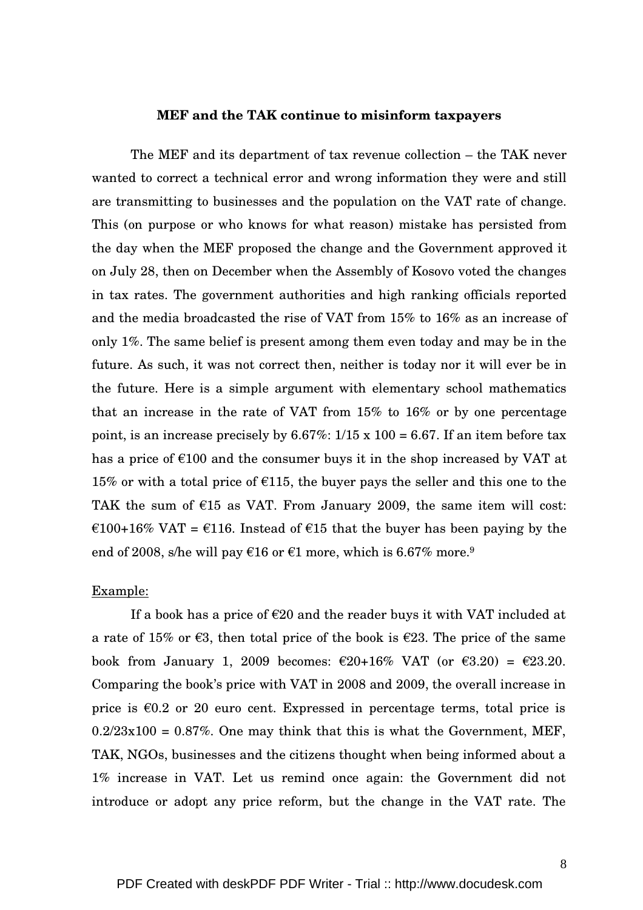**MEF and the TAK continue to misinform taxpayers**

The MEF and its department of tax revenue collection – the TAK never wanted to correct a technical error and wrong information they were and still are transmitting to businesses and the population on the VAT rate of change. This (on purpose or who knows for what reason) mistake has persisted from the day when the MEF proposed the change and the Government approved it on July 28, then on December when the Assembly of Kosovo voted the changes in tax rates. The government authorities and high ranking officials reported and the media broadcasted the rise of VAT from 15% to 16% as an increase of only 1%. The same belief is present among them even today and may be in the future. As such, it was not correct then, neither is today nor it will ever be in the future. Here is a simple argument with elementary school mathematics that an increase in the rate of VAT from 15% to 16% or by one percentage point, is an increase precisely by 6.67%: $1/15 \times 100 = 6.67$. If an item before tax has a price of €100 and the consumer buys it in the shop increased by VAT at 15% or with a total price of €115, the buyer pays the seller and this one to the TAK the sum of €15 as VAT. From January 2009, the same item will cost: €100+16% VAT = €116. Instead of €15 that the buyer has been paying by the end of 2008, s/he will pay €16 or €1 more, which is 6.67% more.[9]

Example:

If a book has a price of €20 and the reader buys it with VAT included at a rate of 15% or €3, then total price of the book is €23. The price of the same book from January 1, 2009 becomes: €20+16% VAT (or €3.20) = €23.20. Comparing the book's price with VAT in 2008 and 2009, the overall increase in price is €0.2 or 20 euro cent. Expressed in percentage terms, total price is $0.2/23 \times 100 = 0.87\%$. One may think that this is what the Government, MEF, TAK, NGOs, businesses and the citizens thought when being informed about a 1% increase in VAT. Let us remind once again: the Government did not introduce or adopt any price reform, but the change in the VAT rate. The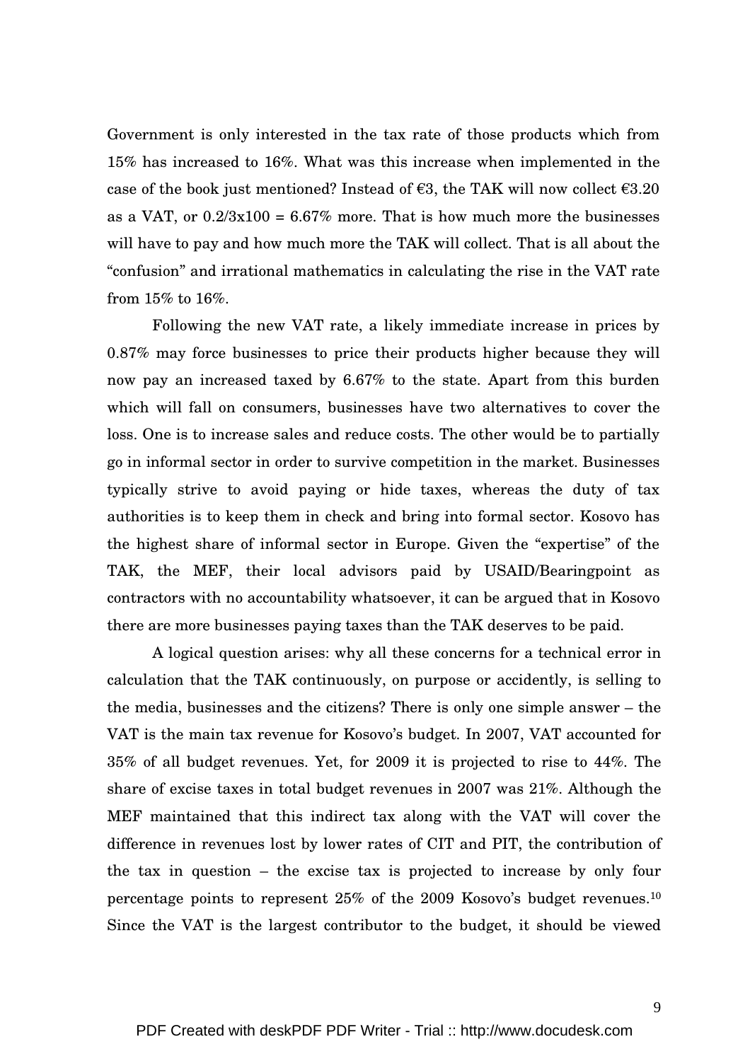Government is only interested in the tax rate of those products which from 15% has increased to 16%. What was this increase when implemented in the case of the book just mentioned? Instead of €3, the TAK will now collect €3.20 as a VAT, or $0.2/3x100 = 6.67\%$ more. That is how much more the businesses will have to pay and how much more the TAK will collect. That is all about the "confusion" and irrational mathematics in calculating the rise in the VAT rate from 15% to 16%.

Following the new VAT rate, a likely immediate increase in prices by 0.87% may force businesses to price their products higher because they will now pay an increased taxed by 6.67% to the state. Apart from this burden which will fall on consumers, businesses have two alternatives to cover the loss. One is to increase sales and reduce costs. The other would be to partially go in informal sector in order to survive competition in the market. Businesses typically strive to avoid paying or hide taxes, whereas the duty of tax authorities is to keep them in check and bring into formal sector. Kosovo has the highest share of informal sector in Europe. Given the "expertise" of the TAK, the MEF, their local advisors paid by USAID/Bearingpoint as contractors with no accountability whatsoever, it can be argued that in Kosovo there are more businesses paying taxes than the TAK deserves to be paid.

A logical question arises: why all these concerns for a technical error in calculation that the TAK continuously, on purpose or accidently, is selling to the media, businesses and the citizens? There is only one simple answer – the VAT is the main tax revenue for Kosovo's budget. In 2007, VAT accounted for 35% of all budget revenues. Yet, for 2009 it is projected to rise to 44%. The share of excise taxes in total budget revenues in 2007 was 21%. Although the MEF maintained that this indirect tax along with the VAT will cover the difference in revenues lost by lower rates of CIT and PIT, the contribution of the tax in question – the excise tax is projected to increase by only four percentage points to represent 25% of the 2009 Kosovo's budget revenues.[10] Since the VAT is the largest contributor to the budget, it should be viewed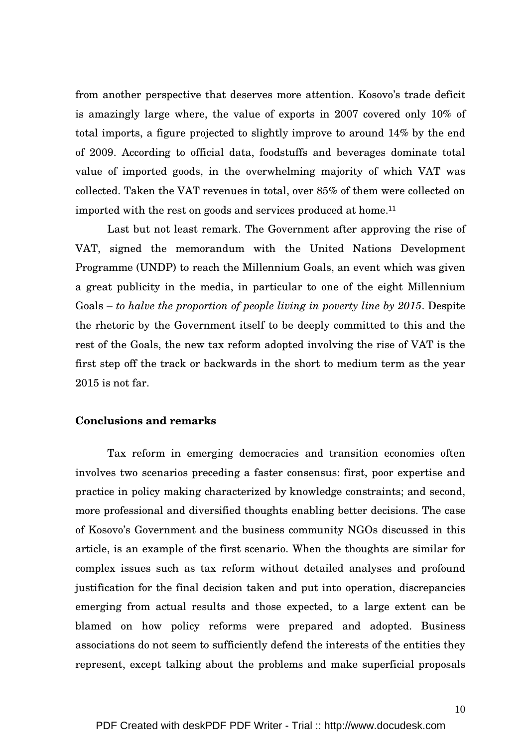from another perspective that deserves more attention. Kosovo's trade deficit is amazingly large where, the value of exports in 2007 covered only 10% of total imports, a figure projected to slightly improve to around 14% by the end of 2009. According to official data, foodstuffs and beverages dominate total value of imported goods, in the overwhelming majority of which VAT was collected. Taken the VAT revenues in total, over 85% of them were collected on imported with the rest on goods and services produced at home.[11]

Last but not least remark. The Government after approving the rise of VAT, signed the memorandum with the United Nations Development Programme (UNDP) to reach the Millennium Goals, an event which was given a great publicity in the media, in particular to one of the eight Millennium Goals – *to halve the proportion of people living in poverty line by 2015*. Despite the rhetoric by the Government itself to be deeply committed to this and the rest of the Goals, the new tax reform adopted involving the rise of VAT is the first step off the track or backwards in the short to medium term as the year 2015 is not far.

## Conclusions and remarks

Tax reform in emerging democracies and transition economies often involves two scenarios preceding a faster consensus: first, poor expertise and practice in policy making characterized by knowledge constraints; and second, more professional and diversified thoughts enabling better decisions. The case of Kosovo's Government and the business community NGOs discussed in this article, is an example of the first scenario. When the thoughts are similar for complex issues such as tax reform without detailed analyses and profound justification for the final decision taken and put into operation, discrepancies emerging from actual results and those expected, to a large extent can be blamed on how policy reforms were prepared and adopted. Business associations do not seem to sufficiently defend the interests of the entities they represent, except talking about the problems and make superficial proposals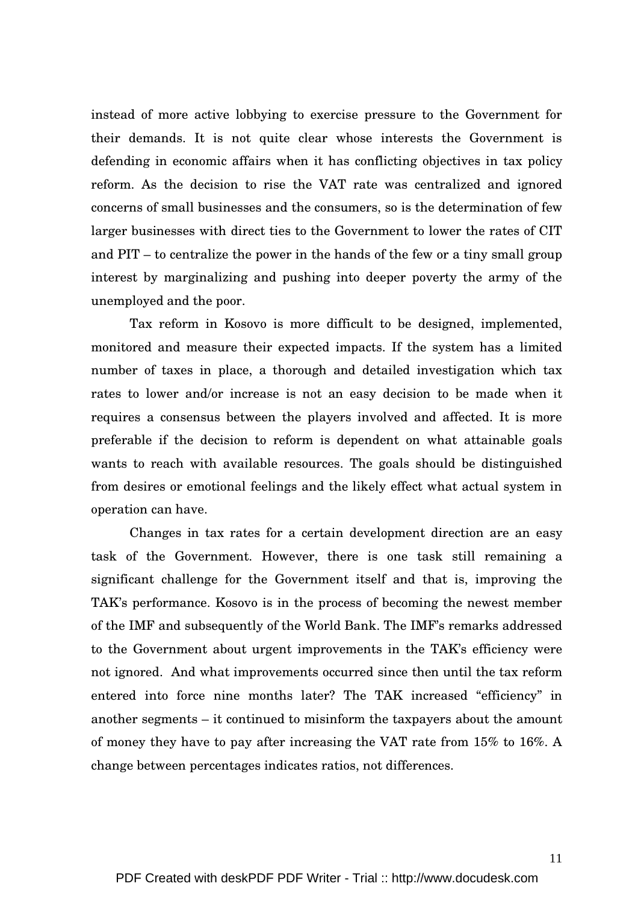instead of more active lobbying to exercise pressure to the Government for their demands. It is not quite clear whose interests the Government is defending in economic affairs when it has conflicting objectives in tax policy reform. As the decision to rise the VAT rate was centralized and ignored concerns of small businesses and the consumers, so is the determination of few larger businesses with direct ties to the Government to lower the rates of CIT and PIT – to centralize the power in the hands of the few or a tiny small group interest by marginalizing and pushing into deeper poverty the army of the unemployed and the poor.

Tax reform in Kosovo is more difficult to be designed, implemented, monitored and measure their expected impacts. If the system has a limited number of taxes in place, a thorough and detailed investigation which tax rates to lower and/or increase is not an easy decision to be made when it requires a consensus between the players involved and affected. It is more preferable if the decision to reform is dependent on what attainable goals wants to reach with available resources. The goals should be distinguished from desires or emotional feelings and the likely effect what actual system in operation can have.

Changes in tax rates for a certain development direction are an easy task of the Government. However, there is one task still remaining a significant challenge for the Government itself and that is, improving the TAK's performance. Kosovo is in the process of becoming the newest member of the IMF and subsequently of the World Bank. The IMF's remarks addressed to the Government about urgent improvements in the TAK's efficiency were not ignored. And what improvements occurred since then until the tax reform entered into force nine months later? The TAK increased "efficiency" in another segments – it continued to misinform the taxpayers about the amount of money they have to pay after increasing the VAT rate from 15% to 16%. A change between percentages indicates ratios, not differences.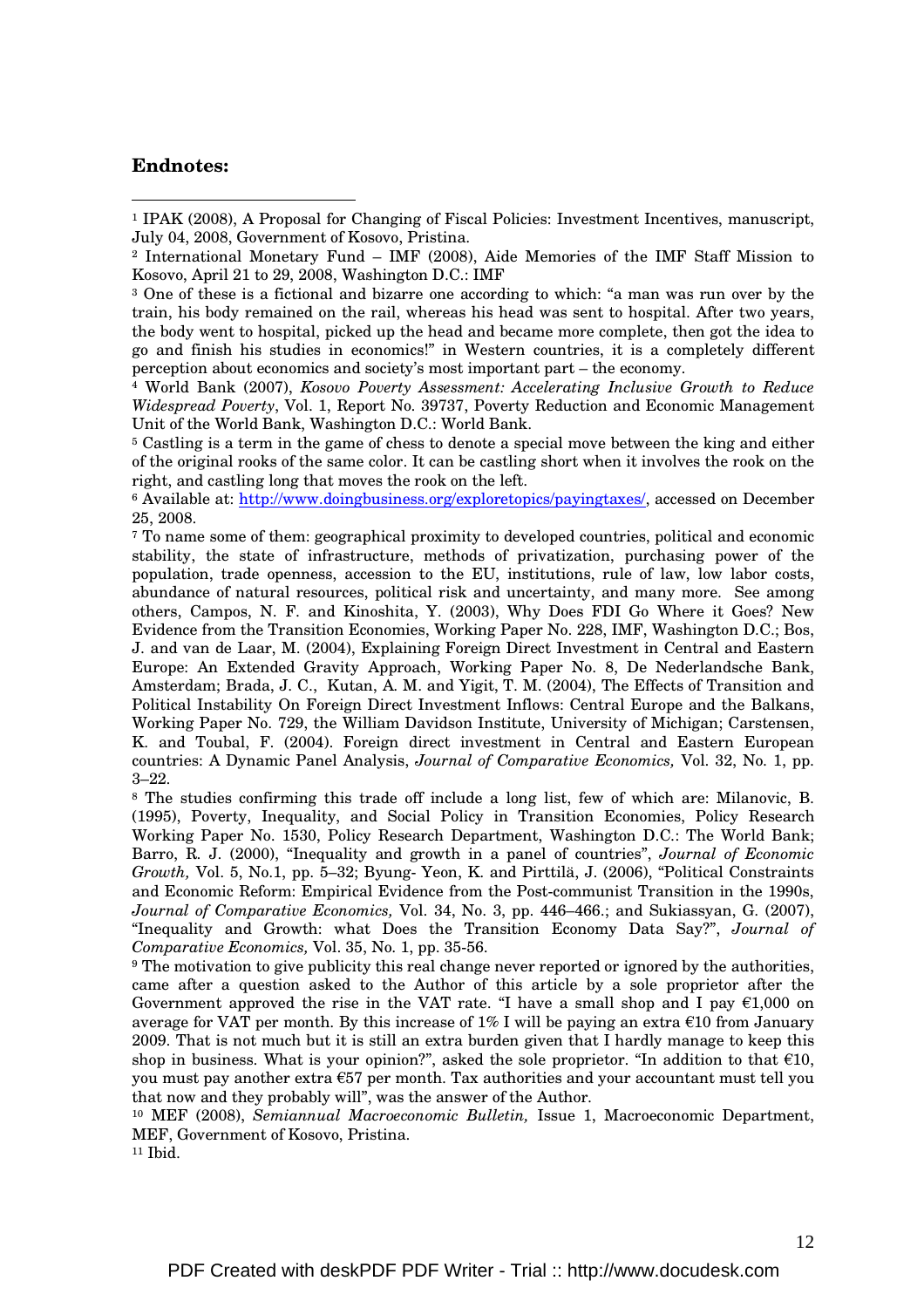**Endnotes:**

[1] IPAK (2008), A Proposal for Changing of Fiscal Policies: Investment Incentives, manuscript, July 04, 2008, Government of Kosovo, Pristina.

[2] International Monetary Fund – IMF (2008), Aide Memories of the IMF Staff Mission to Kosovo, April 21 to 29, 2008, Washington D.C.: IMF

[3] One of these is a fictional and bizarre one according to which: "a man was run over by the train, his body remained on the rail, whereas his head was sent to hospital. After two years, the body went to hospital, picked up the head and became more complete, then got the idea to go and finish his studies in economics!" in Western countries, it is a completely different perception about economics and society's most important part – the economy.

[4] World Bank (2007), *Kosovo Poverty Assessment: Accelerating Inclusive Growth to Reduce Widespread Poverty*, Vol. 1, Report No. 39737, Poverty Reduction and Economic Management Unit of the World Bank, Washington D.C.: World Bank.

[5] Castling is a term in the game of chess to denote a special move between the king and either of the original rooks of the same color. It can be castling short when it involves the rook on the right, and castling long that moves the rook on the left.

[6] Available at: http://www.doingbusiness.org/exploretopics/payingtaxes/, accessed on December 25, 2008.

[7] To name some of them: geographical proximity to developed countries, political and economic stability, the state of infrastructure, methods of privatization, purchasing power of the population, trade openness, accession to the EU, institutions, rule of law, low labor costs, abundance of natural resources, political risk and uncertainty, and many more. See among others, Campos, N. F. and Kinoshita, Y. (2003), Why Does FDI Go Where it Goes? New Evidence from the Transition Economies, Working Paper No. 228, IMF, Washington D.C.; Bos, J. and van de Laar, M. (2004), Explaining Foreign Direct Investment in Central and Eastern Europe: An Extended Gravity Approach, Working Paper No. 8, De Nederlandsche Bank, Amsterdam; Brada, J. C., Kutan, A. M. and Yigit, T. M. (2004), The Effects of Transition and Political Instability On Foreign Direct Investment Inflows: Central Europe and the Balkans, Working Paper No. 729, the William Davidson Institute, University of Michigan; Carstensen, K. and Toubal, F. (2004). Foreign direct investment in Central and Eastern European countries: A Dynamic Panel Analysis, *Journal of Comparative Economics,* Vol. 32, No. 1, pp. 3–22.

[8] The studies confirming this trade off include a long list, few of which are: Milanovic, B. (1995), Poverty, Inequality, and Social Policy in Transition Economies, Policy Research Working Paper No. 1530, Policy Research Department, Washington D.C.: The World Bank; Barro, R. J. (2000), "Inequality and growth in a panel of countries", *Journal of Economic Growth,* Vol. 5, No.1, pp. 5–32; Byung- Yeon, K. and Pirttilä, J. (2006), "Political Constraints and Economic Reform: Empirical Evidence from the Post-communist Transition in the 1990s, *Journal of Comparative Economics,* Vol. 34, No. 3, pp. 446–466.; and Sukiassyan, G. (2007), "Inequality and Growth: what Does the Transition Economy Data Say?", *Journal of Comparative Economics,* Vol. 35, No. 1, pp. 35-56.

[9] The motivation to give publicity this real change never reported or ignored by the authorities, came after a question asked to the Author of this article by a sole proprietor after the Government approved the rise in the VAT rate. "I have a small shop and I pay €1,000 on average for VAT per month. By this increase of 1% I will be paying an extra €10 from January 2009. That is not much but it is still an extra burden given that I hardly manage to keep this shop in business. What is your opinion?", asked the sole proprietor. "In addition to that €10, you must pay another extra €57 per month. Tax authorities and your accountant must tell you that now and they probably will", was the answer of the Author.

[10] MEF (2008), *Semiannual Macroeconomic Bulletin,* Issue 1, Macroeconomic Department, MEF, Government of Kosovo, Pristina.

[11] Ibid.